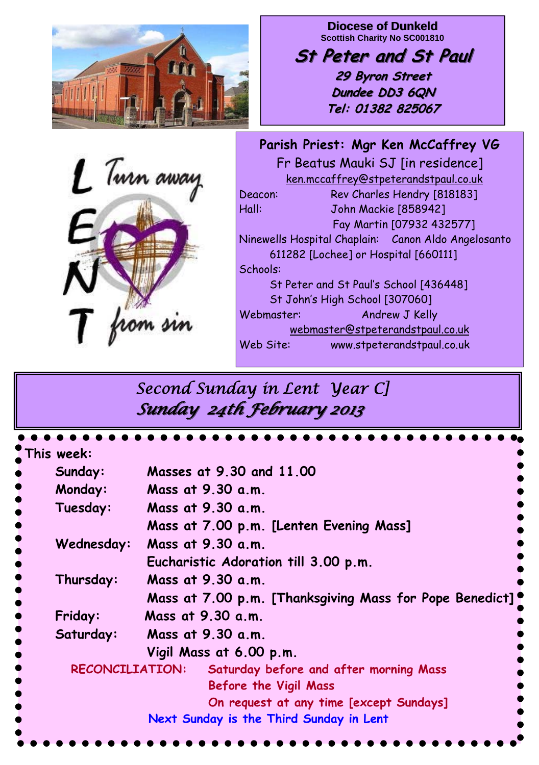**Diocese of Dunkeld**
Scottish Charity No SC001810

# St Peter and St Paul

**29 Byron Street**
**Dundee DD3 6QN**
**Tel: 01382 825067**

L Turn away
E
N
T from sin

**Parish Priest: Mgr Ken McCaffrey VG**
Fr Beatus Mauki SJ [in residence]
ken.mccaffrey@stpeterandstpaul.co.uk

Deacon: Rev Charles Hendry [818183]
Hall: John Mackie [858942]
Fay Martin [07932 432577]
Ninewells Hospital Chaplain: Canon Aldo Angelosanto
611282 [Lochee] or Hospital [660111]
Schools:
St Peter and St Paul's School [436448]
St John's High School [307060]
Webmaster: Andrew J Kelly
webmaster@stpeterandstpaul.co.uk
Web Site: www.stpeterandstpaul.co.uk

## *Second Sunday in Lent Year C]*
## *Sunday 24th February 2013*

**This week:**

| | |
|---|---|
| **Sunday:** | **Masses at 9.30 and 11.00** |
| **Monday:** | **Mass at 9.30 a.m.** |
| **Tuesday:** | **Mass at 9.30 a.m.** |
| | **Mass at 7.00 p.m. [Lenten Evening Mass]** |
| **Wednesday:** | **Mass at 9.30 a.m.** |
| | **Eucharistic Adoration till 3.00 p.m.** |
| **Thursday:** | **Mass at 9.30 a.m.** |
| | **Mass at 7.00 p.m. [Thanksgiving Mass for Pope Benedict]** |
| **Friday:** | **Mass at 9.30 a.m.** |
| **Saturday:** | **Mass at 9.30 a.m.** |
| | **Vigil Mass at 6.00 p.m.** |

RECONCILIATION: Saturday before and after morning Mass
Before the Vigil Mass
On request at any time [except Sundays]

Next Sunday is the Third Sunday in Lent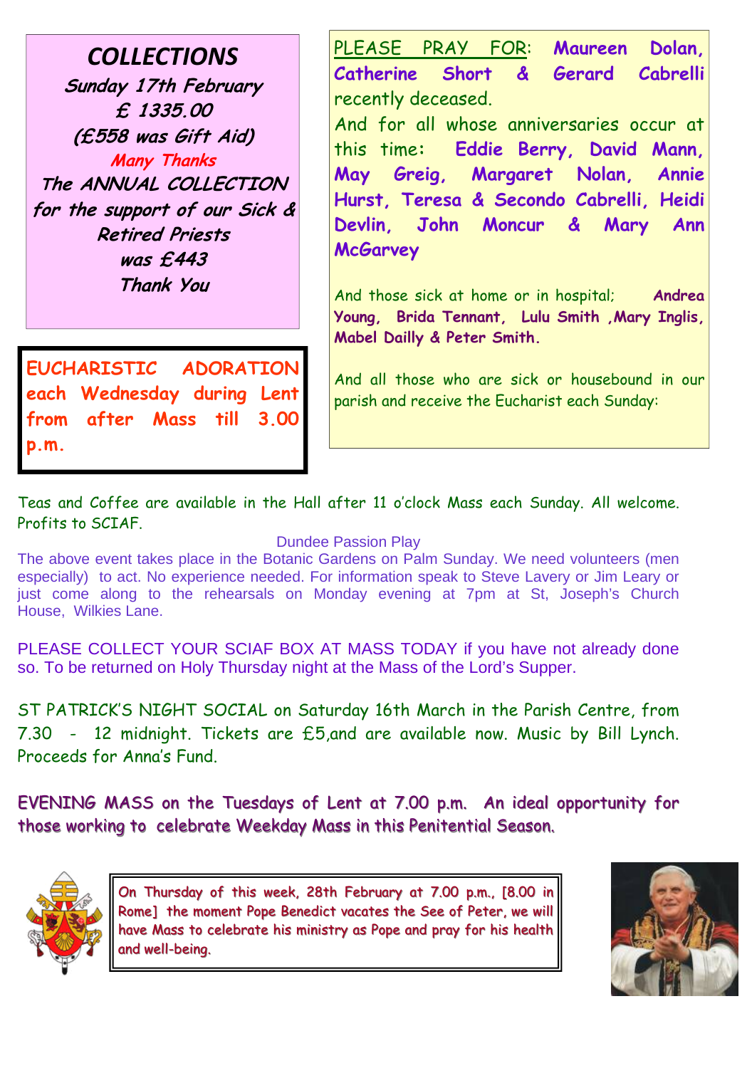## COLLECTIONS

***Sunday 17th February***
***£ 1335.00***
***(£558 was Gift Aid)***
***Many Thanks***
***The ANNUAL COLLECTION for the support of our Sick & Retired Priests was £443***
***Thank You***

**EUCHARISTIC ADORATION each Wednesday during Lent from after Mass till 3.00 p.m.**

PLEASE PRAY FOR: **Maureen Dolan, Catherine Short & Gerard Cabrelli** recently deceased.

And for all whose anniversaries occur at this time: **Eddie Berry, David Mann, May Greig, Margaret Nolan, Annie Hurst, Teresa & Secondo Cabrelli, Heidi Devlin, John Moncur & Mary Ann McGarvey**

And those sick at home or in hospital; **Andrea Young, Brida Tennant, Lulu Smith ,Mary Inglis, Mabel Dailly & Peter Smith.**

And all those who are sick or housebound in our parish and receive the Eucharist each Sunday:

Teas and Coffee are available in the Hall after 11 o'clock Mass each Sunday. All welcome. Profits to SCIAF.

Dundee Passion Play

The above event takes place in the Botanic Gardens on Palm Sunday. We need volunteers (men especially) to act. No experience needed. For information speak to Steve Lavery or Jim Leary or just come along to the rehearsals on Monday evening at 7pm at St, Joseph's Church House, Wilkies Lane.

PLEASE COLLECT YOUR SCIAF BOX AT MASS TODAY if you have not already done so. To be returned on Holy Thursday night at the Mass of the Lord's Supper.

ST PATRICK'S NIGHT SOCIAL on Saturday 16th March in the Parish Centre, from 7.30 - 12 midnight. Tickets are £5,and are available now. Music by Bill Lynch. Proceeds for Anna's Fund.

EVENING MASS on the Tuesdays of Lent at 7.00 p.m. An ideal opportunity for those working to celebrate Weekday Mass in this Penitential Season.

On Thursday of this week, 28th February at 7.00 p.m., [8.00 in Rome] the moment Pope Benedict vacates the See of Peter, we will have Mass to celebrate his ministry as Pope and pray for his health and well-being.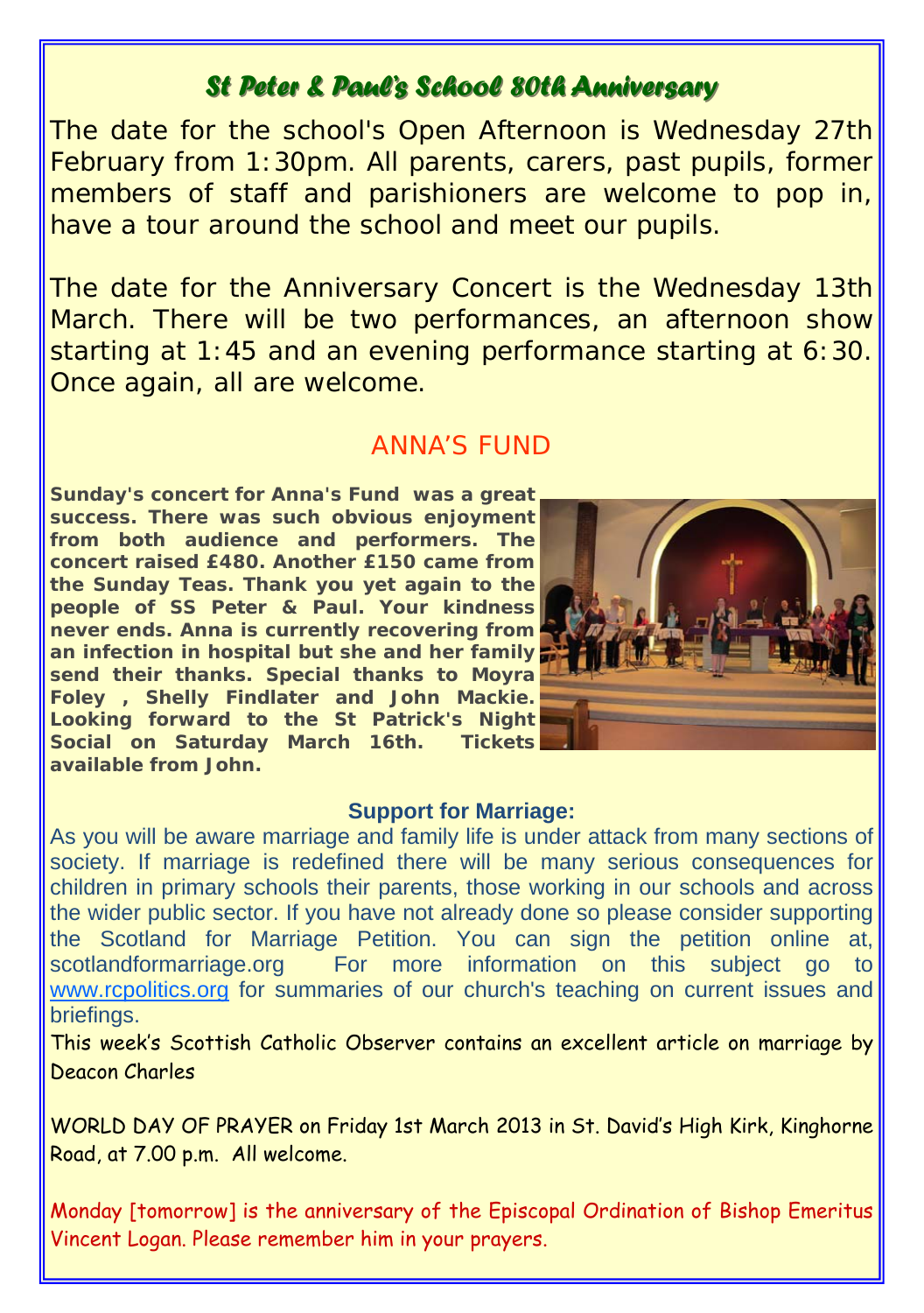## *St Peter & Paul's School 80th Anniversary*

The date for the school's Open Afternoon is Wednesday 27th February from 1:30pm. All parents, carers, past pupils, former members of staff and parishioners are welcome to pop in, have a tour around the school and meet our pupils.

The date for the Anniversary Concert is the Wednesday 13th March. There will be two performances, an afternoon show starting at 1:45 and an evening performance starting at 6:30. Once again, all are welcome.

## ANNA'S FUND

**Sunday's concert for Anna's Fund was a great success. There was such obvious enjoyment from both audience and performers. The concert raised £480. Another £150 came from the Sunday Teas. Thank you yet again to the people of SS Peter & Paul. Your kindness never ends. Anna is currently recovering from an infection in hospital but she and her family send their thanks. Special thanks to Moyra Foley , Shelly Findlater and John Mackie. Looking forward to the St Patrick's Night Social on Saturday March 16th. Tickets available from John.**

**Support for Marriage:**

As you will be aware marriage and family life is under attack from many sections of society. If marriage is redefined there will be many serious consequences for children in primary schools their parents, those working in our schools and across the wider public sector. If you have not already done so please consider supporting the Scotland for Marriage Petition. You can sign the petition online at, scotlandformarriage.org For more information on this subject go to www.rcpolitics.org for summaries of our church's teaching on current issues and briefings.

This week's Scottish Catholic Observer contains an excellent article on marriage by Deacon Charles

WORLD DAY OF PRAYER on Friday 1st March 2013 in St. David's High Kirk, Kinghorne Road, at 7.00 p.m. All welcome.

Monday [tomorrow] is the anniversary of the Episcopal Ordination of Bishop Emeritus Vincent Logan. Please remember him in your prayers.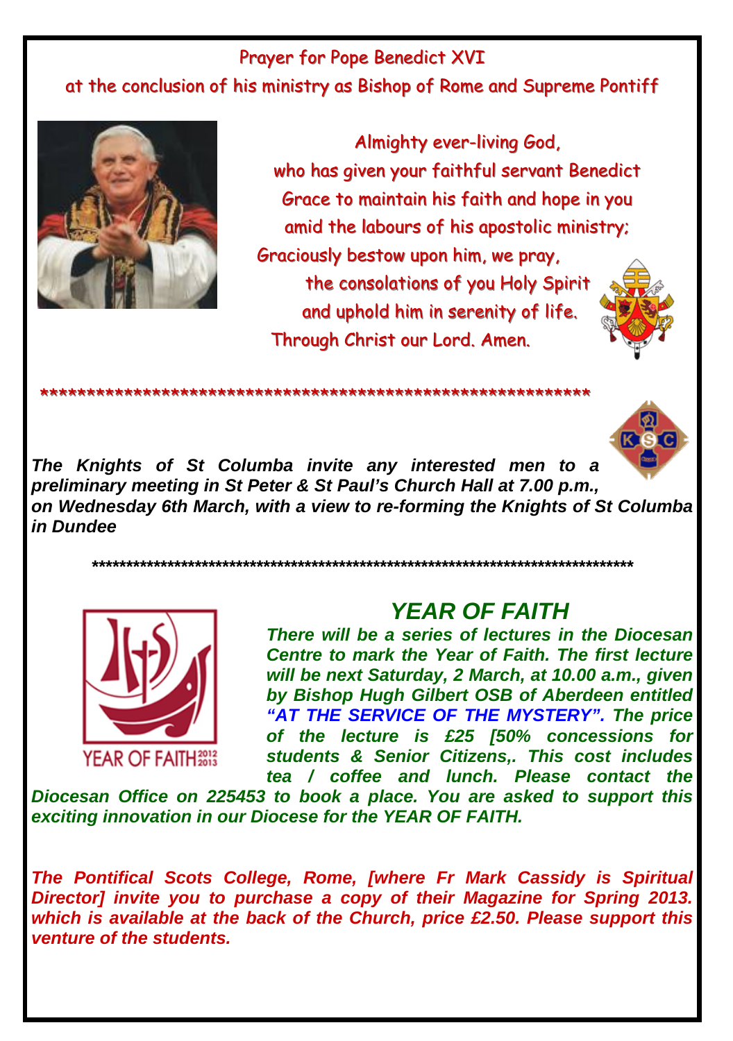## Prayer for Pope Benedict XVI

## at the conclusion of his ministry as Bishop of Rome and Supreme Pontiff

Almighty ever-living God,
who has given your faithful servant Benedict
Grace to maintain his faith and hope in you
amid the labours of his apostolic ministry;
Graciously bestow upon him, we pray,
the consolations of you Holy Spirit
and uphold him in serenity of life.
Through Christ our Lord. Amen.

\*\*\*\*\*\*\*\*\*\*\*\*\*\*\*\*\*\*\*\*\*\*\*\*\*\*\*\*\*\*\*\*\*\*\*\*\*\*\*\*\*\*\*\*\*\*\*\*\*\*\*\*\*\*\*\*\*\*\*\*\*

***The Knights of St Columba invite any interested men to a preliminary meeting in St Peter & St Paul's Church Hall at 7.00 p.m., on Wednesday 6th March, with a view to re-forming the Knights of St Columba in Dundee***

\*\*\*\*\*\*\*\*\*\*\*\*\*\*\*\*\*\*\*\*\*\*\*\*\*\*\*\*\*\*\*\*\*\*\*\*\*\*\*\*\*\*\*\*\*\*\*\*\*\*\*\*\*\*\*\*\*\*\*\*\*\*\*\*\*\*\*\*\*\*\*\*\*\*\*\*\*\*\*\*\*\*\*\*\*\*\*\*\*

YEAR OF FAITH 2012 2013

## *YEAR OF FAITH*

***There will be a series of lectures in the Diocesan Centre to mark the Year of Faith. The first lecture will be next Saturday, 2 March, at 10.00 a.m., given by Bishop Hugh Gilbert OSB of Aberdeen entitled "AT THE SERVICE OF THE MYSTERY". The price of the lecture is £25 [50% concessions for students & Senior Citizens,. This cost includes tea / coffee and lunch. Please contact the Diocesan Office on 225453 to book a place. You are asked to support this exciting innovation in our Diocese for the YEAR OF FAITH.***

***The Pontifical Scots College, Rome, [where Fr Mark Cassidy is Spiritual Director] invite you to purchase a copy of their Magazine for Spring 2013. which is available at the back of the Church, price £2.50. Please support this venture of the students.***